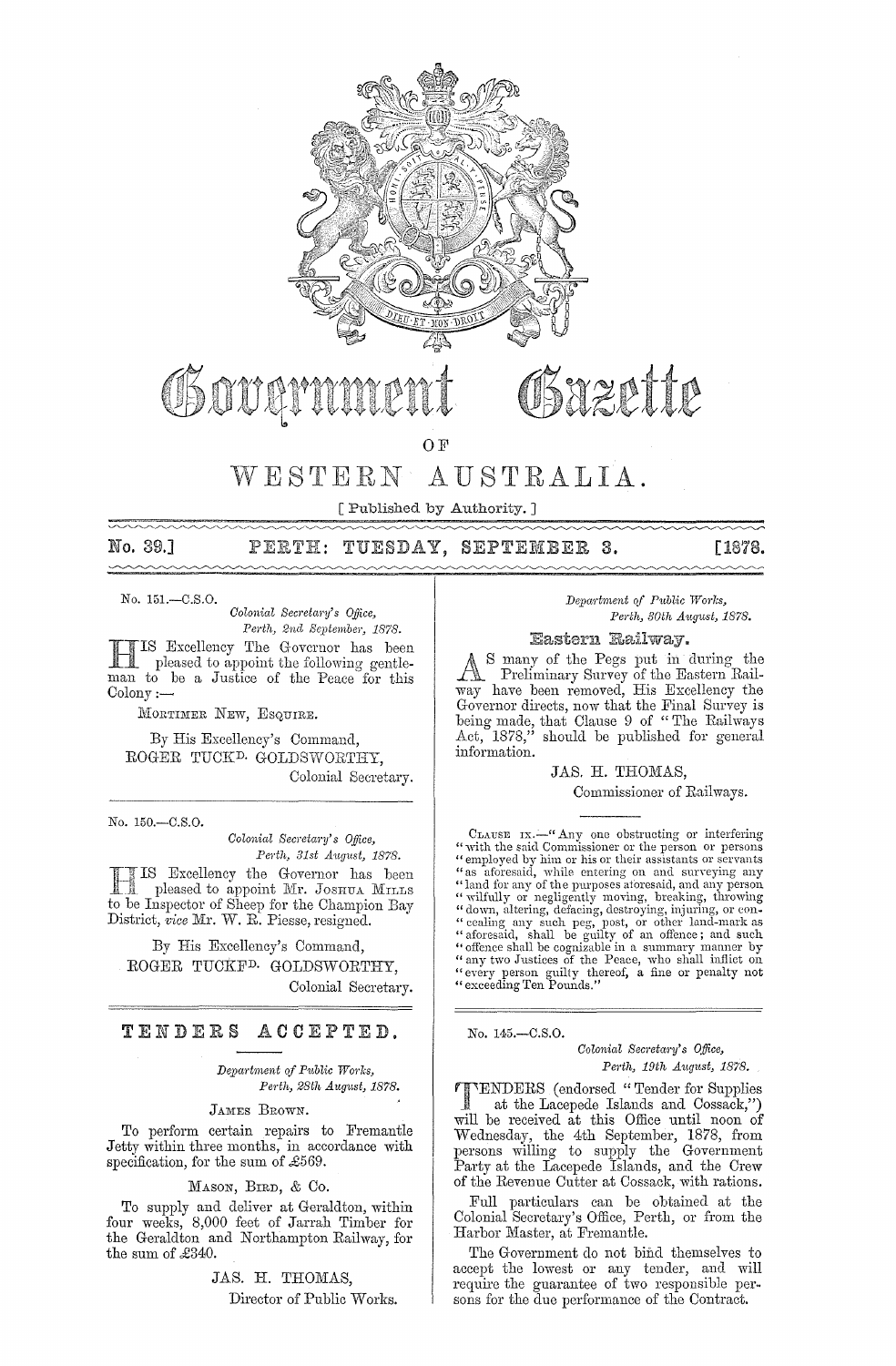# Government Gazette

## OF

# WESTERN AUSTRALIA.

[ Published by Authority. ]

**No. 39.] PERTH: TUESDAY, SEPTEMBER 3. [1878.**

No. 151.—C.S.O.

*Colonial Secretary's Office,*
*Perth, 2nd September, 1878.*

HIS Excellency The Governor has been pleased to appoint the following gentleman to be a Justice of the Peace for this Colony:—

MORTIMER NEW, ESQUIRE.

By His Excellency's Command,
ROGER TUCKD. GOLDSWORTHY,
Colonial Secretary.

---

No. 150.—C.S.O.

*Colonial Secretary's Office,*
*Perth, 31st August, 1878.*

HIS Excellency the Governor has been pleased to appoint Mr. JOSHUA MILLS to be Inspector of Sheep for the Champion Bay District, *vice* Mr. W. R. Piesse, resigned.

By His Excellency's Command,
ROGER TUCKFD. GOLDSWORTHY,
Colonial Secretary.

---

## TENDERS ACCEPTED.

*Department of Public Works,*
*Perth, 28th August, 1878.*

JAMES BROWN.

To perform certain repairs to Fremantle Jetty within three months, in accordance with specification, for the sum of £569.

MASON, BIRD, & Co.

To supply and deliver at Geraldton, within four weeks, 8,000 feet of Jarrah Timber for the Geraldton and Northampton Railway, for the sum of £340.

JAS. H. THOMAS,
Director of Public Works.

---

*Department of Public Works,*
*Perth, 30th August, 1878.*

## Eastern Railway.

AS many of the Pegs put in during the Preliminary Survey of the Eastern Railway have been removed, His Excellency the Governor directs, now that the Final Survey is being made, that Clause 9 of "The Railways Act, 1878," should be published for general information.

JAS. H. THOMAS,
Commissioner of Railways.

CLAUSE IX.—"Any one obstructing or interfering "with the said Commissioner or the person or persons "employed by him or his or their assistants or servants "as aforesaid, while entering on and surveying any "land for any of the purposes aforesaid, and any person "wilfully or negligently moving, breaking, throwing "down, altering, defacing, destroying, injuring, or con-"cealing any such peg, post, or other land-mark as "aforesaid, shall be guilty of an offence; and such "offence shall be cognizable in a summary manner by "any two Justices of the Peace, who shall inflict on "every person guilty thereof, a fine or penalty not "exceeding Ten Pounds."

---

No. 145.—C.S.O.

*Colonial Secretary's Office,*
*Perth, 19th August, 1878.*

TENDERS (endorsed "Tender for Supplies at the Lacepede Islands and Cossack,") will be received at this Office until noon of Wednesday, the 4th September, 1878, from persons willing to supply the Government Party at the Lacepede Islands, and the Crew of the Revenue Cutter at Cossack, with rations.

Full particulars can be obtained at the Colonial Secretary's Office, Perth, or from the Harbor Master, at Fremantle.

The Government do not bind themselves to accept the lowest or any tender, and will require the guarantee of two responsible persons for the due performance of the Contract.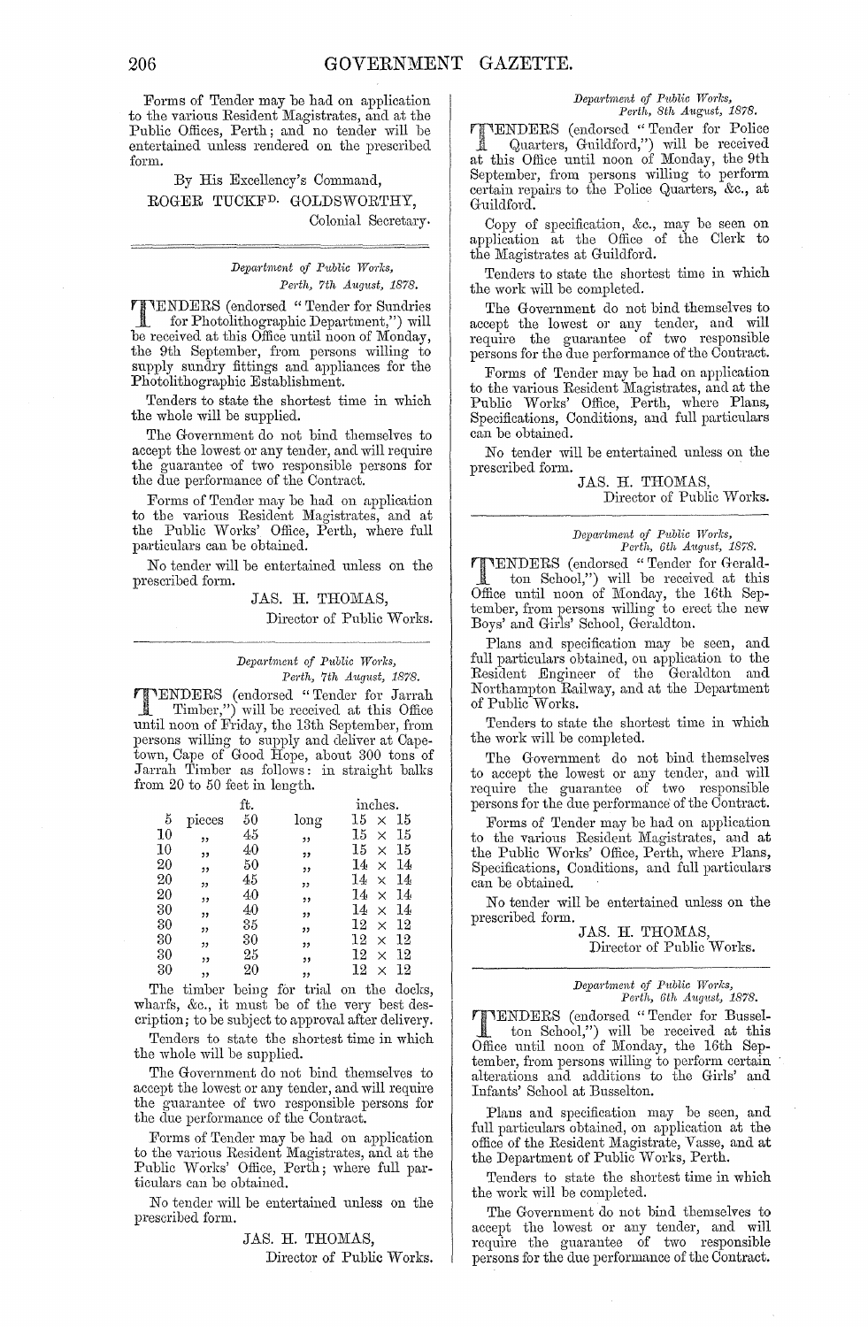Forms of Tender may be had on application to the various Resident Magistrates, and at the Public Offices, Perth; and no tender will be entertained unless rendered on the prescribed form.

By His Excellency's Command,

ROGER TUCKFD. GOLDSWORTHY,

Colonial Secretary.

---

*Department of Public Works,*
*Perth, 7th August, 1878.*

TENDERS (endorsed "Tender for Sundries for Photolithographic Department,") will be received at this Office until noon of Monday, the 9th September, from persons willing to supply sundry fittings and appliances for the Photolithographic Establishment.

Tenders to state the shortest time in which the whole will be supplied.

The Government do not bind themselves to accept the lowest or any tender, and will require the guarantee of two responsible persons for the due performance of the Contract.

Forms of Tender may be had on application to the various Resident Magistrates, and at the Public Works' Office, Perth, where full particulars can be obtained.

No tender will be entertained unless on the prescribed form.

JAS. H. THOMAS,

Director of Public Works.

---

*Department of Public Works,*
*Perth, 7th August, 1878.*

TENDERS (endorsed "Tender for Jarrah Timber,") will be received at this Office until noon of Friday, the 13th September, from persons willing to supply and deliver at Capetown, Cape of Good Hope, about 300 tons of Jarrah Timber as follows: in straight balks from 20 to 50 feet in length.

| | | ft. | | inches. |
|---|---|---|---|---|
| 5 | pieces | 50 | long | 15 × 15 |
| 10 | " | 45 | " | 15 × 15 |
| 10 | " | 40 | " | 15 × 15 |
| 20 | " | 50 | " | 14 × 14 |
| 20 | " | 45 | " | 14 × 14 |
| 20 | " | 40 | " | 14 × 14 |
| 30 | " | 40 | " | 14 × 14 |
| 30 | " | 35 | " | 12 × 12 |
| 30 | " | 30 | " | 12 × 12 |
| 30 | " | 25 | " | 12 × 12 |
| 30 | " | 20 | " | 12 × 12 |

The timber being for trial on the docks, wharfs, &c., it must be of the very best description; to be subject to approval after delivery.

Tenders to state the shortest time in which the whole will be supplied.

The Government do not bind themselves to accept the lowest or any tender, and will require the guarantee of two responsible persons for the due performance of the Contract.

Forms of Tender may be had on application to the various Resident Magistrates, and at the Public Works' Office, Perth; where full particulars can be obtained.

No tender will be entertained unless on the prescribed form.

JAS. H. THOMAS,

Director of Public Works.

---

*Department of Public Works,*
*Perth, 8th August, 1878.*

TENDERS (endorsed "Tender for Police Quarters, Guildford,") will be received at this Office until noon of Monday, the 9th September, from persons willing to perform certain repairs to the Police Quarters, &c., at Guildford.

Copy of specification, &c., may be seen on application at the Office of the Clerk to the Magistrates at Guildford.

Tenders to state the shortest time in which the work will be completed.

The Government do not bind themselves to accept the lowest or any tender, and will require the guarantee of two responsible persons for the due performance of the Contract.

Forms of Tender may be had on application to the various Resident Magistrates, and at the Public Works' Office, Perth, where Plans, Specifications, Conditions, and full particulars can be obtained.

No tender will be entertained unless on the prescribed form.

JAS. H. THOMAS,

Director of Public Works.

---

*Department of Public Works,*
*Perth, 6th August, 1878.*

TENDERS (endorsed "Tender for Geraldton School,") will be received at this Office until noon of Monday, the 16th September, from persons willing to erect the new Boys' and Girls' School, Geraldton.

Plans and specification may be seen, and full particulars obtained, on application to the Resident Engineer of the Geraldton and Northampton Railway, and at the Department of Public Works.

Tenders to state the shortest time in which the work will be completed.

The Government do not bind themselves to accept the lowest or any tender, and will require the guarantee of two responsible persons for the due performance of the Contract.

Forms of Tender may be had on application to the various Resident Magistrates, and at the Public Works' Office, Perth, where Plans, Specifications, Conditions, and full particulars can be obtained.

No tender will be entertained unless on the prescribed form.

JAS. H. THOMAS,

Director of Public Works.

---

*Department of Public Works,*
*Perth, 6th August, 1878.*

TENDERS (endorsed "Tender for Busselton School,") will be received at this Office until noon of Monday, the 16th September, from persons willing to perform certain alterations and additions to the Girls' and Infants' School at Busselton.

Plans and specification may be seen, and full particulars obtained, on application at the office of the Resident Magistrate, Vasse, and at the Department of Public Works, Perth.

Tenders to state the shortest time in which the work will be completed.

The Government do not bind themselves to accept the lowest or any tender, and will require the guarantee of two responsible persons for the due performance of the Contract.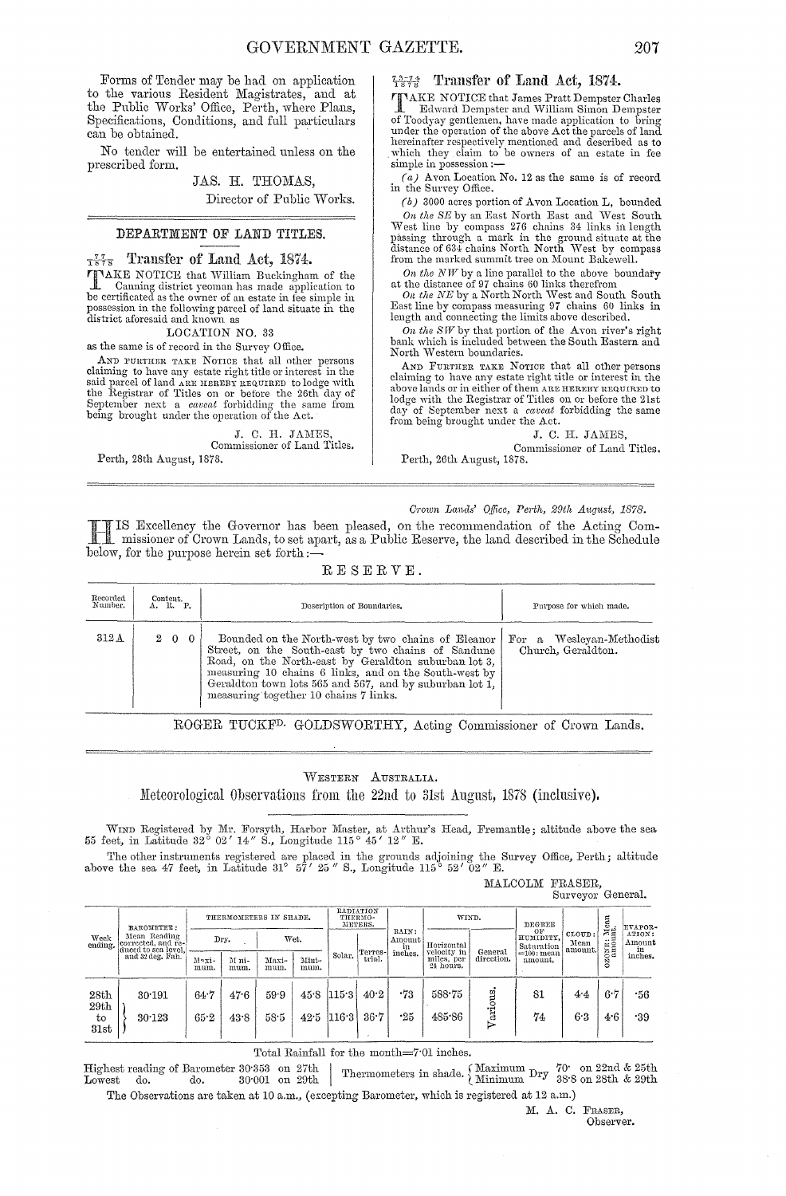Forms of Tender may be had on application to the various Resident Magistrates, and at the Public Works' Office, Perth, where Plans, Specifications, Conditions, and full particulars can be obtained.

No tender will be entertained unless on the prescribed form.

JAS. H. THOMAS,
Director of Public Works.

## DEPARTMENT OF LAND TITLES.

### $\frac{77}{1878}$ Transfer of Land Act, 1874.

TAKE NOTICE that William Buckingham of the Canning district yeoman has made application to be certificated as the owner of an estate in fee simple in possession in the following parcel of land situate in the district aforesaid and known as

LOCATION NO. 33

as the same is of record in the Survey Office.

AND FURTHER TAKE NOTICE that all other persons claiming to have any estate right title or interest in the said parcel of land ARE HEREBY REQUIRED to lodge with the Registrar of Titles on or before the 26th day of September next a *caveat* forbidding the same from being brought under the operation of the Act.

J. C. H. JAMES,
Commissioner of Land Titles.

Perth, 28th August, 1878.

### $\frac{73-74}{1878}$ Transfer of Land Act, 1874.

TAKE NOTICE that James Pratt Dempster Charles Edward Dempster and William Simon Dempster of Toodyay gentlemen, have made application to bring under the operation of the above Act the parcels of land hereinafter respectively mentioned and described as to which they claim to be owners of an estate in fee simple in possession:—

*(a)* Avon Location No. 12 as the same is of record in the Survey Office.

*(b)* 3000 acres portion of Avon Location L, bounded

*On the SE* by an East North East and West South West line by compass 276 chains 34 links in length passing through a mark in the ground situate at the distance of 634 chains North North West by compass from the marked summit tree on Mount Bakewell.

*On the NW* by a line parallel to the above boundary at the distance of 97 chains 60 links therefrom

*On the NE* by a North North West and South South East line by compass measuring 97 chains 60 links in length and connecting the limits above described.

*On the SW* by that portion of the Avon river's right bank which is included between the South Eastern and North Western boundaries.

AND FURTHER TAKE NOTICE that all other persons claiming to have any estate right title or interest in the above lands or in either of them ARE HEREBY REQUIRED to lodge with the Registrar of Titles on or before the 21st day of September next a *caveat* forbidding the same from being brought under the Act.

J. C. H. JAMES,
Commissioner of Land Titles.

Perth, 26th August, 1878.

---

*Crown Lands' Office, Perth, 29th August, 1878.*

HIS Excellency the Governor has been pleased, on the recommendation of the Acting Commissioner of Crown Lands, to set apart, as a Public Reserve, the land described in the Schedule below, for the purpose herein set forth:—

## RESERVE.

| Recorded Number. | Content. A. R. P. | Description of Boundaries. | Purpose for which made. |
|---|---|---|---|
| 312 A | 2 0 0 | Bounded on the North-west by two chains of Eleanor Street, on the South-east by two chains of Sandune Road, on the North-east by Geraldton suburban lot 3, measuring 10 chains 6 links, and on the South-west by Geraldton town lots 565 and 567, and by suburban lot 1, measuring together 10 chains 7 links. | For a Wesleyan-Methodist Church, Geraldton. |

ROGER TUCKF^D. GOLDSWORTHY, Acting Commissioner of Crown Lands.

---

WESTERN AUSTRALIA.

## Meteorological Observations from the 22nd to 31st August, 1878 (inclusive).

WIND Registered by Mr. Forsyth, Harbor Master, at Arthur's Head, Fremantle; altitude above the sea 55 feet, in Latitude 32° 02′ 14″ S., Longitude 115° 45′ 12″ E.

The other instruments registered are placed in the grounds adjoining the Survey Office, Perth; altitude above the sea 47 feet, in Latitude 31° 57′ 25″ S., Longitude 115° 52′ 02″ E.

MALCOLM FRASER,
Surveyor General.

| Week ending. | BAROMETER: Mean Reading corrected, and reduced to sea level, and 32 deg. Fah. | THERMOMETERS IN SHADE. | | | | RADIATION THERMOMETERS. | | RAIN: Amount in inches. | WIND. | | DEGREE OF HUMIDITY, Saturation =100: mean amount. | CLOUD: Mean amount. | OZONE: Mean amount. | EVAPORATION: Amount in inches. |
|---|---|---|---|---|---|---|---|---|---|---|---|---|---|---|
| | | Dry. | | Wet. | | | | | | | | | | |
| | | Maximum. | Minimum. | Maximum. | Minimum. | Solar. | Terrestrial. | | Horizontal velocity in miles, per 24 hours. | General direction. | | | | |
| 28th | 30·191 | 64·7 | 47·6 | 59·9 | 45·8 | 115·3 | 40·2 | ·73 | 588·75 | Various. | 81 | 4·4 | 6·7 | ·56 |
| 29th to 31st | 30·123 | 65·2 | 43·8 | 58·5 | 42·5 | 116·3 | 36·7 | ·25 | 485·86 | | 74 | 6·3 | 4·6 | ·39 |

Total Rainfall for the month=7·01 inches.

Highest reading of Barometer 30·353 on 27th
Lowest do. do. 30·001 on 29th

Thermometers in shade. Maximum Dry 70· on 22nd & 25th; Minimum Dry 38·8 on 28th & 29th

The Observations are taken at 10 a.m., (excepting Barometer, which is registered at 12 a.m.)

M. A. C. FRASER,
Observer.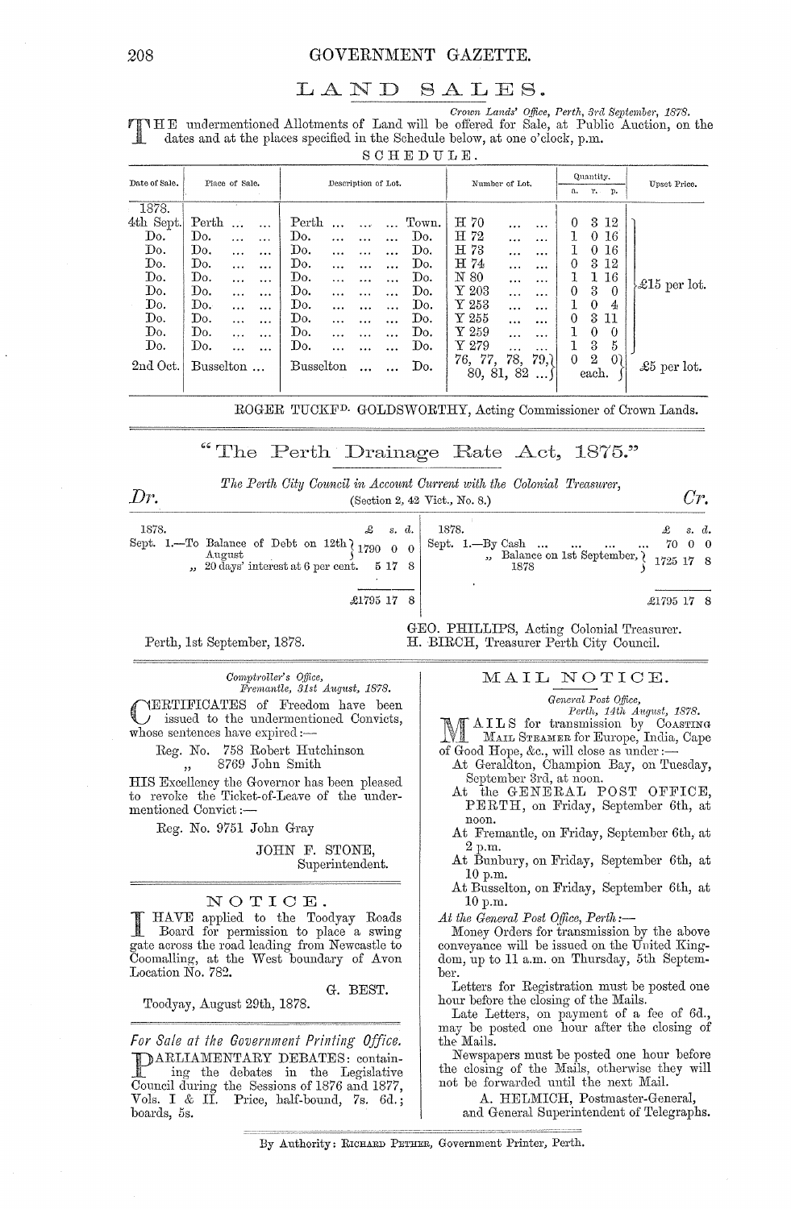# LAND SALES.

*Crown Lands' Office, Perth, 3rd September, 1878.*

THE undermentioned Allotments of Land will be offered for Sale, at Public Auction, on the dates and at the places specified in the Schedule below, at one o'clock, p.m.

SCHEDULE.

| Date of Sale. | Place of Sale. | Description of Lot. | Number of Lot. | Quantity. a. | r. | p. | Upset Price. |
|---|---|---|---|---|---|---|---|
| 1878. | | | | | | | |
| 4th Sept. | Perth ... ... | Perth ... ... ... Town. | H 70 ... ... | 0 | 3 | 12 | £15 per lot. |
| Do. | Do. ... ... | Do. ... ... ... Do. | H 72 ... ... | 1 | 0 | 16 | |
| Do. | Do. ... ... | Do. ... ... ... Do. | H 73 ... ... | 1 | 0 | 16 | |
| Do. | Do. ... ... | Do. ... ... ... Do. | H 74 ... ... | 0 | 3 | 12 | |
| Do. | Do. ... ... | Do. ... ... ... Do. | N 80 ... ... | 1 | 1 | 16 | |
| Do. | Do. ... ... | Do. ... ... ... Do. | Y 203 ... ... | 0 | 3 | 0 | |
| Do. | Do. ... ... | Do. ... ... ... Do. | Y 253 ... ... | 1 | 0 | 4 | |
| Do. | Do. ... ... | Do. ... ... ... Do. | Y 255 ... ... | 0 | 3 | 11 | |
| Do. | Do. ... ... | Do. ... ... ... Do. | Y 259 ... ... | 1 | 0 | 0 | |
| Do. | Do. ... ... | Do. ... ... ... Do. | Y 279 ... ... | 1 | 3 | 5 | |
| 2nd Oct. | Busselton ... | Busselton ... ... Do. | 76, 77, 78, 79, 80, 81, 82 ... | 0 | 2 | 0 each. | £5 per lot. |

ROGER TUCKFD. GOLDSWORTHY, Acting Commissioner of Crown Lands.

---

# "The Perth Drainage Rate Act, 1875."

*The Perth City Council in Account Current with the Colonial Treasurer,*
(Section 2, 42 Vict., No. 8.)

| Dr. | £ | s. | d. | Cr. | £ | s. | d. |
|---|---|---|---|---|---|---|---|
| 1878. | | | | 1878. | | | |
| Sept. 1.—To Balance of Debt on 12th August | 1790 | 0 | 0 | Sept. 1.—By Cash ... ... ... ... | 70 | 0 | 0 |
| " 20 days' interest at 6 per cent. | 5 | 17 | 8 | " Balance on 1st September, 1878 | 1725 | 17 | 8 |
| | £1795 | 17 | 8 | | £1795 | 17 | 8 |

Perth, 1st September, 1878.

GEO. PHILLIPS, Acting Colonial Treasurer.
H. BIRCH, Treasurer Perth City Council.

---

*Comptroller's Office,*
*Fremantle, 31st August, 1878.*

CERTIFICATES of Freedom have been issued to the undermentioned Convicts, whose sentences have expired:—

Reg. No. 758 Robert Hutchinson
" 8769 John Smith

HIS Excellency the Governor has been pleased to revoke the Ticket-of-Leave of the undermentioned Convict:—

Reg. No. 9751 John Gray

JOHN F. STONE,
Superintendent.

---

## NOTICE.

I HAVE applied to the Toodyay Roads Board for permission to place a swing gate across the road leading from Newcastle to Coomalling, at the West boundary of Avon Location No. 782.

G. BEST.

Toodyay, August 29th, 1878.

---

*For Sale at the Government Printing Office.*

PARLIAMENTARY DEBATES: containing the debates in the Legislative Council during the Sessions of 1876 and 1877, Vols. I & II. Price, half-bound, 7s. 6d.; boards, 5s.

---

## MAIL NOTICE.

*General Post Office,*
*Perth, 14th August, 1878.*

MAILS for transmission by COASTING MAIL STEAMER for Europe, India, Cape of Good Hope, &c., will close as under:—

At Geraldton, Champion Bay, on Tuesday, September 3rd, at noon.
At the GENERAL POST OFFICE, PERTH, on Friday, September 6th, at noon.
At Fremantle, on Friday, September 6th, at 2 p.m.
At Bunbury, on Friday, September 6th, at 10 p.m.
At Busselton, on Friday, September 6th, at 10 p.m.

*At the General Post Office, Perth:—*

Money Orders for transmission by the above conveyance will be issued on the United Kingdom, up to 11 a.m. on Thursday, 5th September.

Letters for Registration must be posted one hour before the closing of the Mails.

Late Letters, on payment of a fee of 6d., may be posted one hour after the closing of the Mails.

Newspapers must be posted one hour before the closing of the Mails, otherwise they will not be forwarded until the next Mail.

A. HELMICH, Postmaster-General,
and General Superintendent of Telegraphs.

---

By Authority: RICHARD PETHER, Government Printer, Perth.